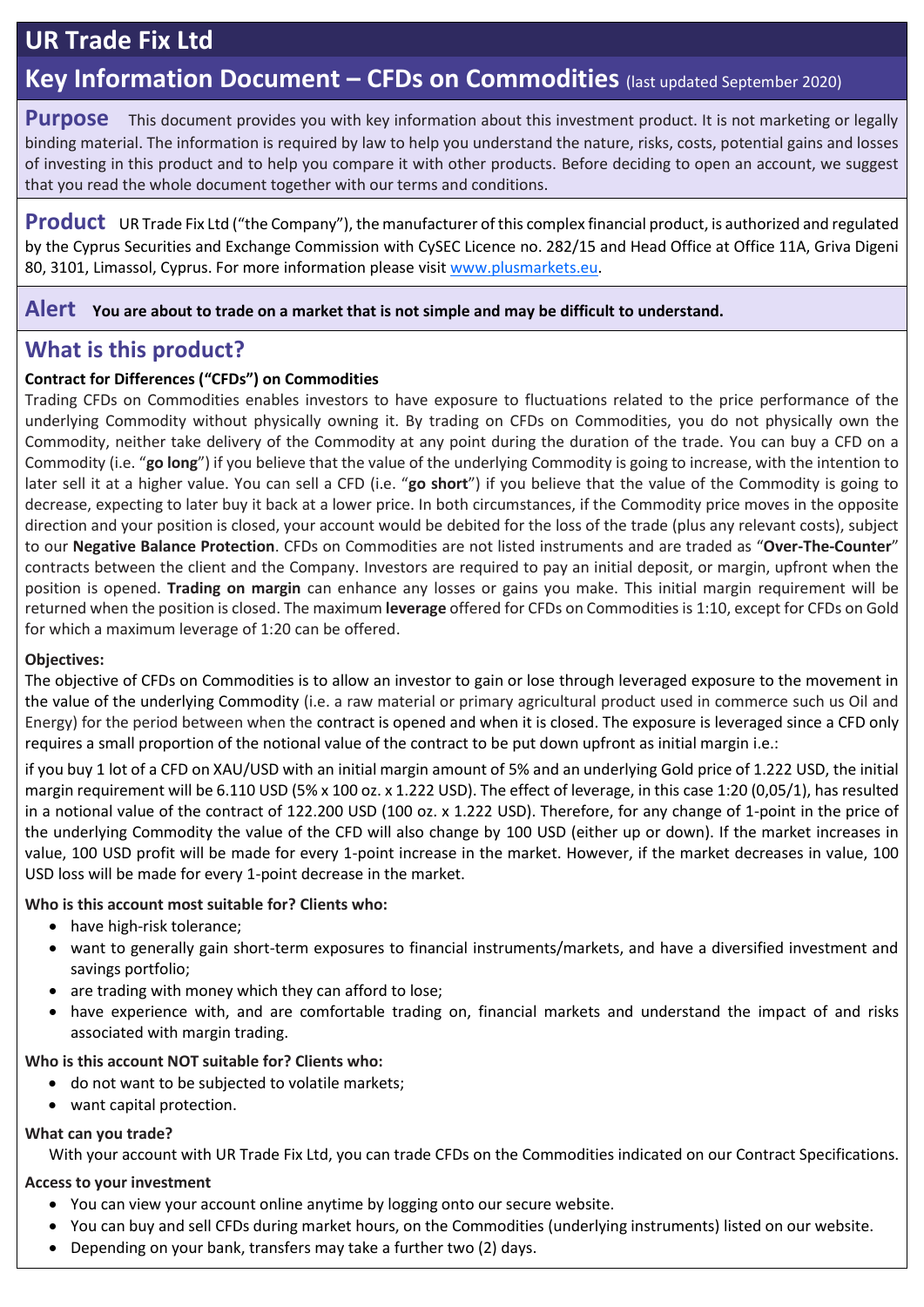# UR Trade Fix Ltd

## Key Information Document – CFDs on Commodities (last updated September 2020)

**Purpose** This document provides you with key information about this investment product. It is not marketing or legally binding material. The information is required by law to help you understand the nature, risks, costs, potential gains and losses of investing in this product and to help you compare it with other products. Before deciding to open an account, we suggest that you read the whole document together with our terms and conditions.

**Product** UR Trade Fix Ltd ("the Company"), the manufacturer of this complex financial product, is authorized and regulated by the Cyprus Securities and Exchange Commission with CySEC Licence no. 282/15 and Head Office at Office 11A, Griva Digeni 80, 3101, Limassol, Cyprus. For more information please visit www.plusmarkets.eu.

**Alert** **You are about to trade on a market that is not simple and may be difficult to understand.**

## What is this product?

**Contract for Differences ("CFDs") on Commodities**

Trading CFDs on Commodities enables investors to have exposure to fluctuations related to the price performance of the underlying Commodity without physically owning it. By trading on CFDs on Commodities, you do not physically own the Commodity, neither take delivery of the Commodity at any point during the duration of the trade. You can buy a CFD on a Commodity (i.e. "**go long**") if you believe that the value of the underlying Commodity is going to increase, with the intention to later sell it at a higher value. You can sell a CFD (i.e. "**go short**") if you believe that the value of the underlying Commodity is going to decrease, expecting to later buy it back at a lower price. In both circumstances, if the Commodity price moves in the opposite direction and your position is closed, your account would be debited for the loss of the trade (plus any relevant costs), subject to our **Negative Balance Protection**. CFDs on Commodities are not listed instruments and are traded as "**Over-The-Counter**" contracts between the client and the Company. Investors are required to pay an initial deposit, or margin, upfront when the position is opened. **Trading on margin** can enhance any losses or gains you make. This initial margin requirement will be returned when the position is closed. The maximum **leverage** offered for CFDs on Commodities is 1:10, except for CFDs on Gold for which a maximum leverage of 1:20 can be offered.

**Objectives:**

The objective of CFDs on Commodities is to allow an investor to gain or lose through leveraged exposure to the movement in the value of the underlying Commodity (i.e. a raw material or primary agricultural product used in commerce such us Oil and Energy) for the period between when the contract is opened and when it is closed. The exposure is leveraged since a CFD only requires a small proportion of the notional value of the contract to be put down upfront as initial margin i.e.:

if you buy 1 lot of a CFD on XAU/USD with an initial margin amount of 5% and an underlying Gold price of 1.222 USD, the initial margin requirement will be 6.110 USD (5% x 100 oz. x 1.222 USD). The effect of leverage, in this case 1:20 (0,05/1), has resulted in a notional value of the contract of 122.200 USD (100 oz. x 1.222 USD). Therefore, for any change of 1-point in the price of the underlying Commodity the value of the CFD will also change by 100 USD (either up or down). If the market increases in value, 100 USD profit will be made for every 1-point increase in the market. However, if the market decreases in value, 100 USD loss will be made for every 1-point decrease in the market.

**Who is this account most suitable for? Clients who:**

- have high-risk tolerance;
- want to generally gain short-term exposures to financial instruments/markets, and have a diversified investment and savings portfolio;
- are trading with money which they can afford to lose;
- have experience with, and are comfortable trading on, financial markets and understand the impact of and risks associated with margin trading.

**Who is this account NOT suitable for? Clients who:**

- do not want to be subjected to volatile markets;
- want capital protection.

**What can you trade?**

With your account with UR Trade Fix Ltd, you can trade CFDs on the Commodities indicated on our Contract Specifications.

**Access to your investment**

- You can view your account online anytime by logging onto our secure website.
- You can buy and sell CFDs during market hours, on the Commodities (underlying instruments) listed on our website.
- Depending on your bank, transfers may take a further two (2) days.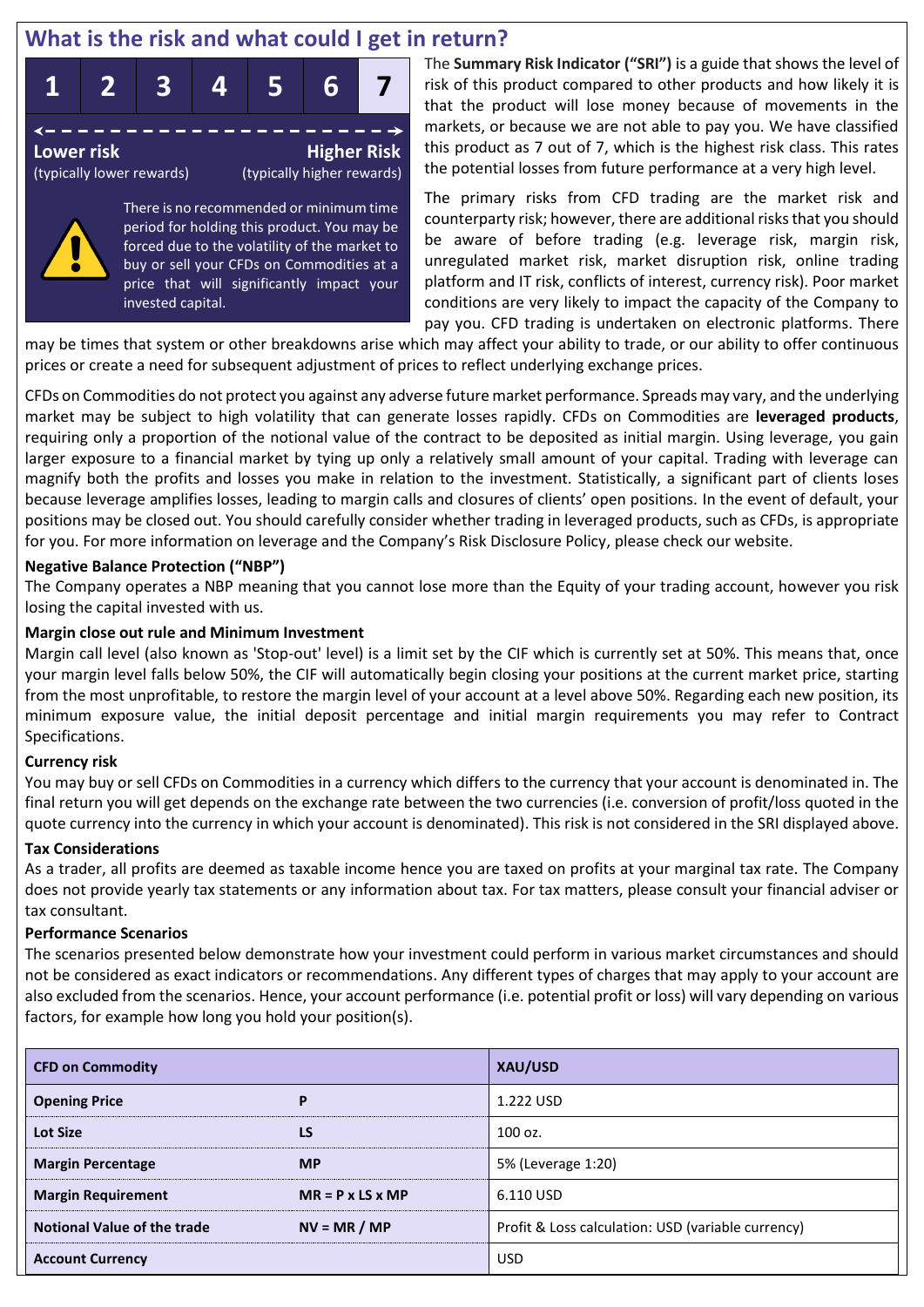## What is the risk and what could I get in return?

| 1 | 2 | 3 | 4 | 5 | 6 | 7 |
|---|---|---|---|---|---|---|

**Lower risk** (typically lower rewards) — **Higher Risk** (typically higher rewards)

There is no recommended or minimum time period for holding this product. You may be forced due to the volatility of the market to buy or sell your CFDs on Commodities at a price that will significantly impact your invested capital.

The **Summary Risk Indicator ("SRI")** is a guide that shows the level of risk of this product compared to other products and how likely it is that the product will lose money because of movements in the markets, or because we are not able to pay you. We have classified this product as 7 out of 7, which is the highest risk class. This rates the potential losses from future performance at a very high level.

The primary risks from CFD trading are the market risk and counterparty risk; however, there are additional risks that you should be aware of before trading (e.g. leverage risk, margin risk, unregulated market risk, market disruption risk, online trading platform and IT risk, conflicts of interest, currency risk). Poor market conditions are very likely to impact the capacity of the Company to pay you. CFD trading is undertaken on electronic platforms. There may be times that system or other breakdowns arise which may affect your ability to trade, or our ability to offer continuous prices or create a need for subsequent adjustment of prices to reflect underlying exchange prices.

CFDs on Commodities do not protect you against any adverse future market performance. Spreads may vary, and the underlying market may be subject to high volatility that can generate losses rapidly. CFDs on Commodities are **leveraged products**, requiring only a proportion of the notional value of the contract to be deposited as initial margin. Using leverage, you gain larger exposure to a financial market by tying up only a relatively small amount of your capital. Trading with leverage can magnify both the profits and losses you make in relation to the investment. Statistically, a significant part of clients loses because leverage amplifies losses, leading to margin calls and closures of clients' open positions. In the event of default, your positions may be closed out. You should carefully consider whether trading in leveraged products, such as CFDs, is appropriate for you. For more information on leverage and the Company's Risk Disclosure Policy, please check our website.

**Negative Balance Protection ("NBP")**

The Company operates a NBP meaning that you cannot lose more than the Equity of your trading account, however you risk losing the capital invested with us.

**Margin close out rule and Minimum Investment**

Margin call level (also known as 'Stop-out' level) is a limit set by the CIF which is currently set at 50%. This means that, once your margin level falls below 50%, the CIF will automatically begin closing your positions at the current market price, starting from the most unprofitable, to restore the margin level of your account at a level above 50%. Regarding each new position, its minimum exposure value, the initial deposit percentage and initial margin requirements you may refer to Contract Specifications.

**Currency risk**

You may buy or sell CFDs on Commodities in a currency which differs to the currency that your account is denominated in. The final return you will get depends on the exchange rate between the two currencies (i.e. conversion of profit/loss quoted in the quote currency into the currency in which your account is denominated). This risk is not considered in the SRI displayed above.

**Tax Considerations**

As a trader, all profits are deemed as taxable income hence you are taxed on profits at your marginal tax rate. The Company does not provide yearly tax statements or any information about tax. For tax matters, please consult your financial adviser or tax consultant.

**Performance Scenarios**

The scenarios presented below demonstrate how your investment could perform in various market circumstances and should not be considered as exact indicators or recommendations. Any different types of charges that may apply to your account are also excluded from the scenarios. Hence, your account performance (i.e. potential profit or loss) will vary depending on various factors, for example how long you hold your position(s).

| **CFD on Commodity** | | **XAU/USD** |
|---|---|---|
| **Opening Price** | **P** | 1.222 USD |
| **Lot Size** | **LS** | 100 oz. |
| **Margin Percentage** | **MP** | 5% (Leverage 1:20) |
| **Margin Requirement** | **MR = P x LS x MP** | 6.110 USD |
| **Notional Value of the trade** | **NV = MR / MP** | Profit & Loss calculation: USD (variable currency) |
| **Account Currency** | | USD |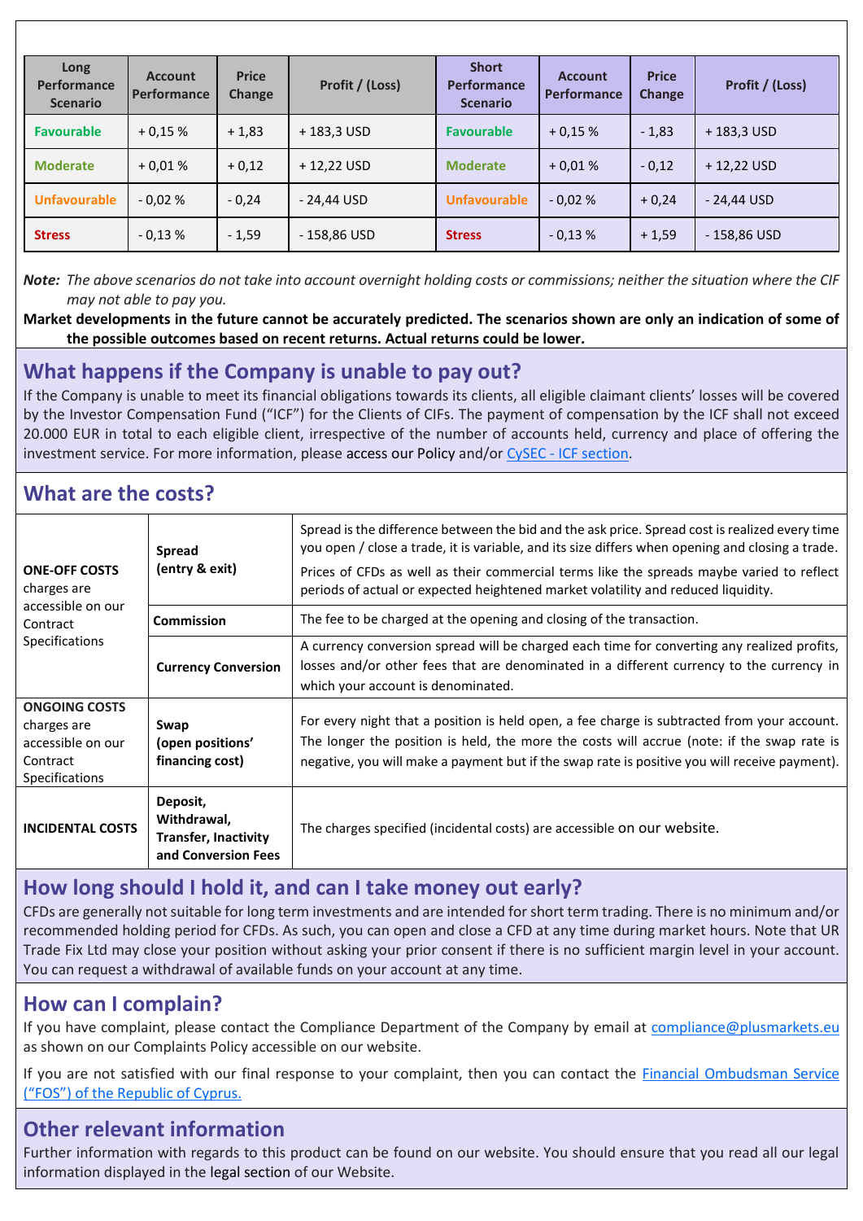| Long Performance Scenario | Account Performance | Price Change | Profit / (Loss) | Short Performance Scenario | Account Performance | Price Change | Profit / (Loss) |
|---|---|---|---|---|---|---|---|
| Favourable | + 0,15 % | + 1,83 | + 183,3 USD | Favourable | + 0,15 % | - 1,83 | + 183,3 USD |
| Moderate | + 0,01 % | + 0,12 | + 12,22 USD | Moderate | + 0,01 % | - 0,12 | + 12,22 USD |
| Unfavourable | - 0,02 % | - 0,24 | - 24,44 USD | Unfavourable | - 0,02 % | + 0,24 | - 24,44 USD |
| Stress | - 0,13 % | - 1,59 | - 158,86 USD | Stress | - 0,13 % | + 1,59 | - 158,86 USD |

***Note:*** *The above scenarios do not take into account overnight holding costs or commissions; neither the situation where the CIF may not able to pay you.*

**Market developments in the future cannot be accurately predicted. The scenarios shown are only an indication of some of the possible outcomes based on recent returns. Actual returns could be lower.**

## What happens if the Company is unable to pay out?

If the Company is unable to meet its financial obligations towards its clients, all eligible claimant clients' losses will be covered by the Investor Compensation Fund ("ICF") for the Clients of CIFs. The payment of compensation by the ICF shall not exceed 20.000 EUR in total to each eligible client, irrespective of the number of accounts held, currency and place of offering the investment service. For more information, please access our Policy and/or CySEC - ICF section.

## What are the costs?

| | | |
|---|---|---|
| **ONE-OFF COSTS** charges are accessible on our Contract Specifications | **Spread (entry & exit)** | Spread is the difference between the bid and the ask price. Spread cost is realized every time you open / close a trade, it is variable, and its size differs when opening and closing a trade. Prices of CFDs as well as their commercial terms like the spreads maybe varied to reflect periods of actual or expected heightened market volatility and reduced liquidity. |
| | **Commission** | The fee to be charged at the opening and closing of the transaction. |
| | **Currency Conversion** | A currency conversion spread will be charged each time for converting any realized profits, losses and/or other fees that are denominated in a different currency to the currency in which your account is denominated. |
| **ONGOING COSTS** charges are accessible on our Contract Specifications | **Swap (open positions' financing cost)** | For every night that a position is held open, a fee charge is subtracted from your account. The longer the position is held, the more the costs will accrue (note: if the swap rate is negative, you will make a payment but if the swap rate is positive you will receive payment). |
| **INCIDENTAL COSTS** | **Deposit, Withdrawal, Transfer, Inactivity and Conversion Fees** | The charges specified (incidental costs) are accessible on our website. |

## How long should I hold it, and can I take money out early?

CFDs are generally not suitable for long term investments and are intended for short term trading. There is no minimum and/or recommended holding period for CFDs. As such, you can open and close a CFD at any time during market hours. Note that UR Trade Fix Ltd may close your position without asking your prior consent if there is no sufficient margin level in your account. You can request a withdrawal of available funds on your account at any time.

## How can I complain?

If you have complaint, please contact the Compliance Department of the Company by email at compliance@plusmarkets.eu as shown on our Complaints Policy accessible on our website.

If you are not satisfied with our final response to your complaint, then you can contact the Financial Ombudsman Service ("FOS") of the Republic of Cyprus.

## Other relevant information

Further information with regards to this product can be found on our website. You should ensure that you read all our legal information displayed in the legal section of our Website.